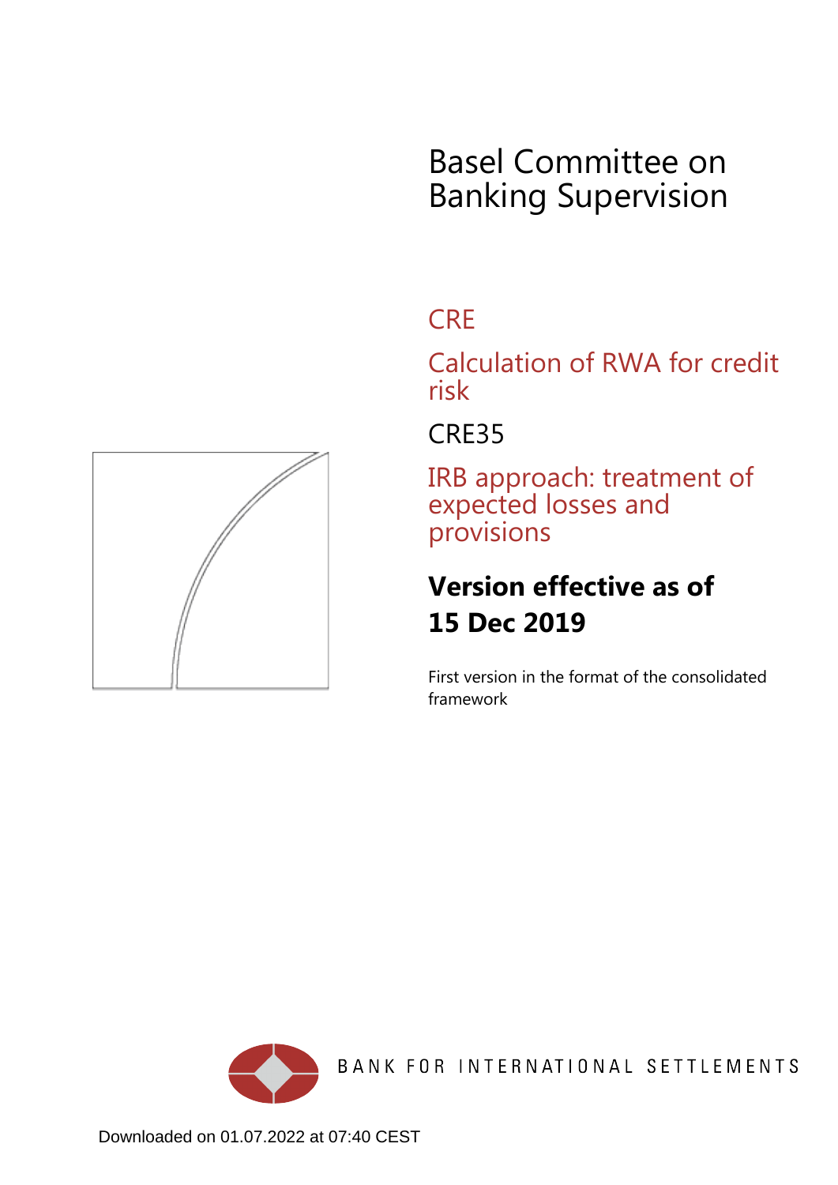# Basel Committee on Banking Supervision

## CRE

## Calculation of RWA for credit risk

## CRE35

## IRB approach: treatment of expected losses and provisions

**Version effective as of 15 Dec 2019**

First version in the format of the consolidated framework

BANK FOR INTERNATIONAL SETTLEMENTS

Downloaded on 01.07.2022 at 07:40 CEST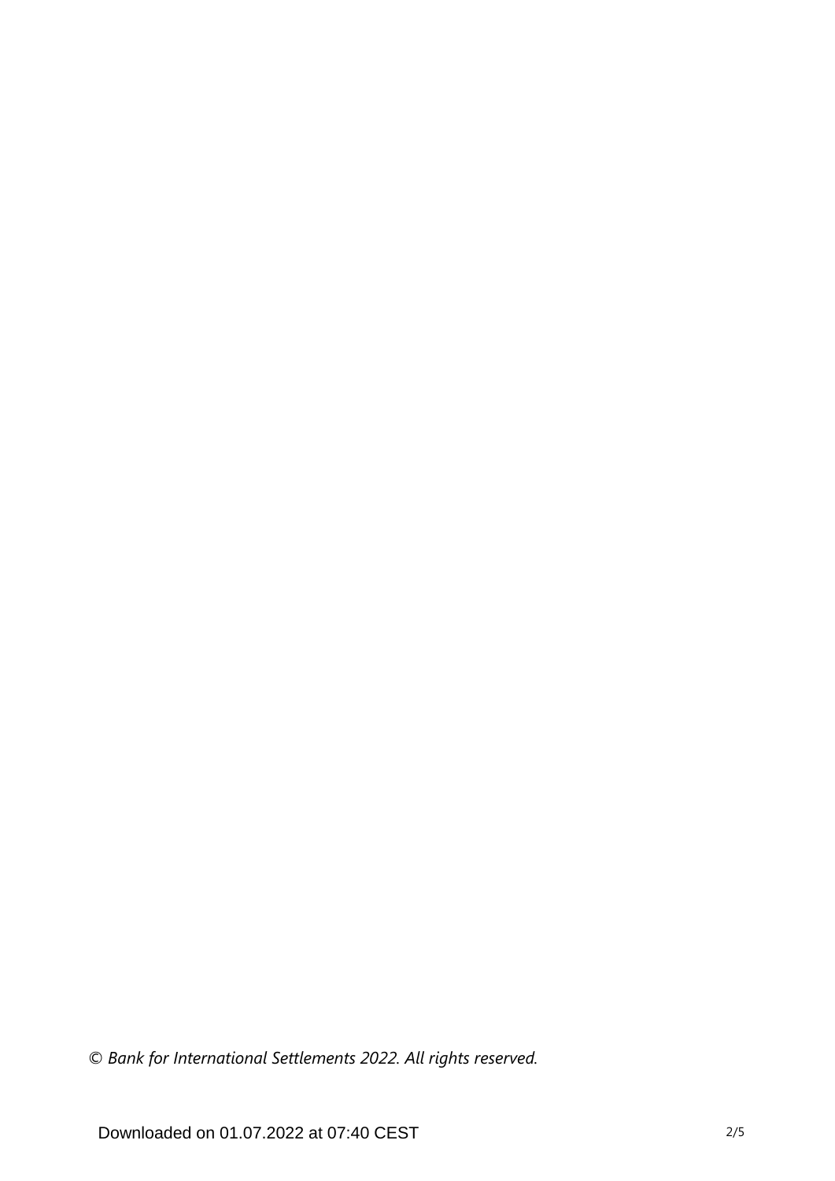*© Bank for International Settlements 2022. All rights reserved.*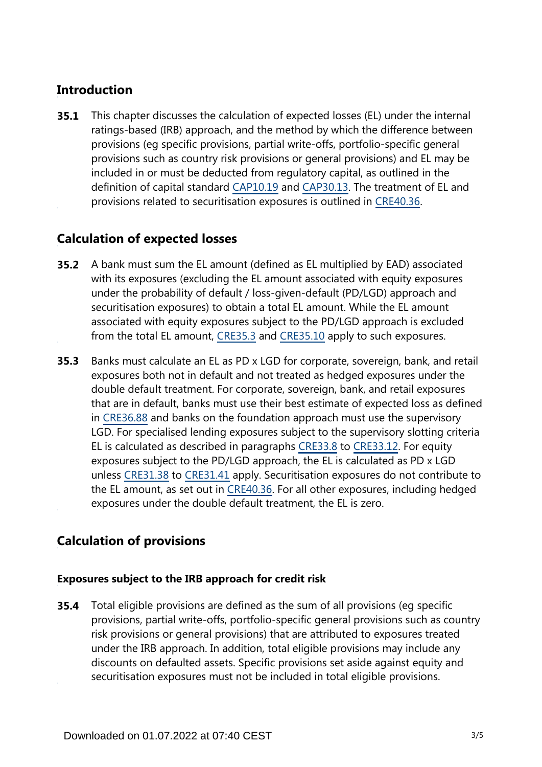## Introduction

**35.1** This chapter discusses the calculation of expected losses (EL) under the internal ratings-based (IRB) approach, and the method by which the difference between provisions (eg specific provisions, partial write-offs, portfolio-specific general provisions such as country risk provisions or general provisions) and EL may be included in or must be deducted from regulatory capital, as outlined in the definition of capital standard CAP10.19 and CAP30.13. The treatment of EL and provisions related to securitisation exposures is outlined in CRE40.36.

## Calculation of expected losses

**35.2** A bank must sum the EL amount (defined as EL multiplied by EAD) associated with its exposures (excluding the EL amount associated with equity exposures under the probability of default / loss-given-default (PD/LGD) approach and securitisation exposures) to obtain a total EL amount. While the EL amount associated with equity exposures subject to the PD/LGD approach is excluded from the total EL amount, CRE35.3 and CRE35.10 apply to such exposures.

**35.3** Banks must calculate an EL as PD x LGD for corporate, sovereign, bank, and retail exposures both not in default and not treated as hedged exposures under the double default treatment. For corporate, sovereign, bank, and retail exposures that are in default, banks must use their best estimate of expected loss as defined in CRE36.88 and banks on the foundation approach must use the supervisory LGD. For specialised lending exposures subject to the supervisory slotting criteria EL is calculated as described in paragraphs CRE33.8 to CRE33.12. For equity exposures subject to the PD/LGD approach, the EL is calculated as PD x LGD unless CRE31.38 to CRE31.41 apply. Securitisation exposures do not contribute to the EL amount, as set out in CRE40.36. For all other exposures, including hedged exposures under the double default treatment, the EL is zero.

## Calculation of provisions

### Exposures subject to the IRB approach for credit risk

**35.4** Total eligible provisions are defined as the sum of all provisions (eg specific provisions, partial write-offs, portfolio-specific general provisions such as country risk provisions or general provisions) that are attributed to exposures treated under the IRB approach. In addition, total eligible provisions may include any discounts on defaulted assets. Specific provisions set aside against equity and securitisation exposures must not be included in total eligible provisions.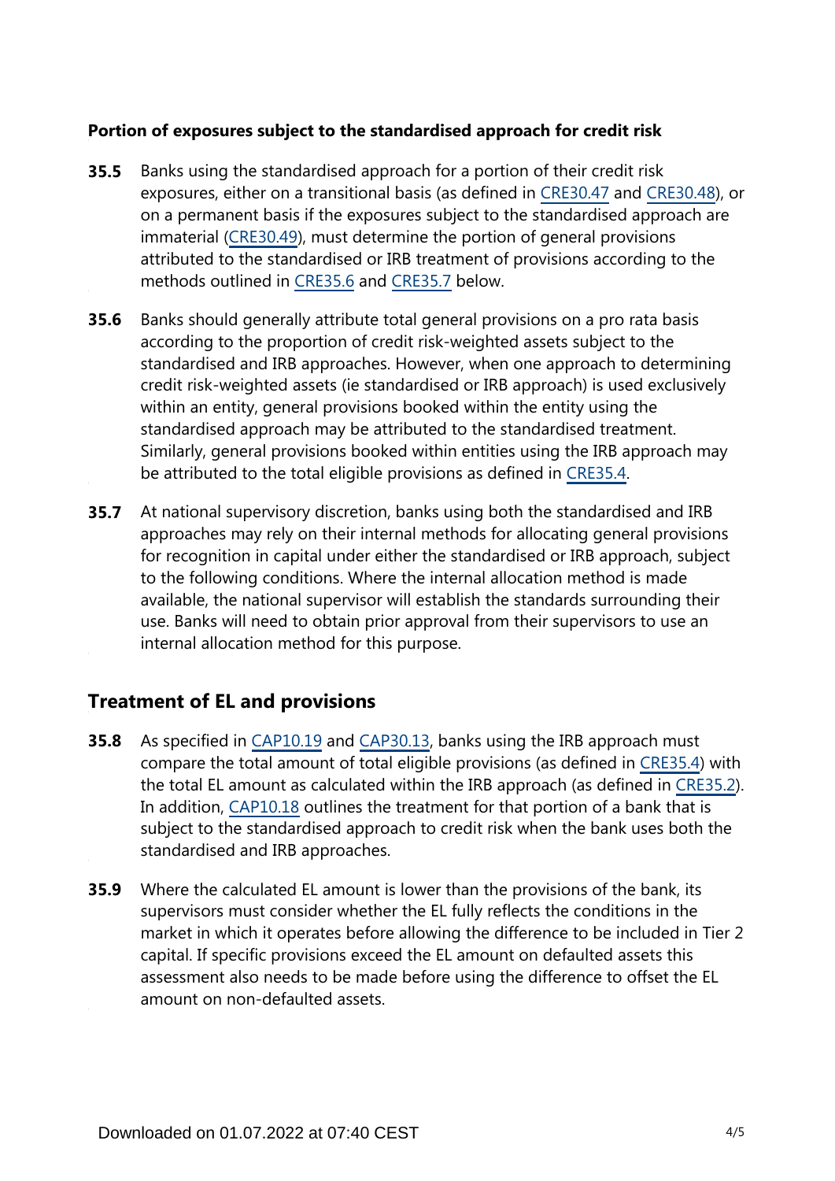### Portion of exposures subject to the standardised approach for credit risk

**35.5** Banks using the standardised approach for a portion of their credit risk exposures, either on a transitional basis (as defined in CRE30.47 and CRE30.48), or on a permanent basis if the exposures subject to the standardised approach are immaterial (CRE30.49), must determine the portion of general provisions attributed to the standardised or IRB treatment of provisions according to the methods outlined in CRE35.6 and CRE35.7 below.

**35.6** Banks should generally attribute total general provisions on a pro rata basis according to the proportion of credit risk-weighted assets subject to the standardised and IRB approaches. However, when one approach to determining credit risk-weighted assets (ie standardised or IRB approach) is used exclusively within an entity, general provisions booked within the entity using the standardised approach may be attributed to the standardised treatment. Similarly, general provisions booked within entities using the IRB approach may be attributed to the total eligible provisions as defined in CRE35.4.

**35.7** At national supervisory discretion, banks using both the standardised and IRB approaches may rely on their internal methods for allocating general provisions for recognition in capital under either the standardised or IRB approach, subject to the following conditions. Where the internal allocation method is made available, the national supervisor will establish the standards surrounding their use. Banks will need to obtain prior approval from their supervisors to use an internal allocation method for this purpose.

## Treatment of EL and provisions

**35.8** As specified in CAP10.19 and CAP30.13, banks using the IRB approach must compare the total amount of total eligible provisions (as defined in CRE35.4) with the total EL amount as calculated within the IRB approach (as defined in CRE35.2). In addition, CAP10.18 outlines the treatment for that portion of a bank that is subject to the standardised approach to credit risk when the bank uses both the standardised and IRB approaches.

**35.9** Where the calculated EL amount is lower than the provisions of the bank, its supervisors must consider whether the EL fully reflects the conditions in the market in which it operates before allowing the difference to be included in Tier 2 capital. If specific provisions exceed the EL amount on defaulted assets this assessment also needs to be made before using the difference to offset the EL amount on non-defaulted assets.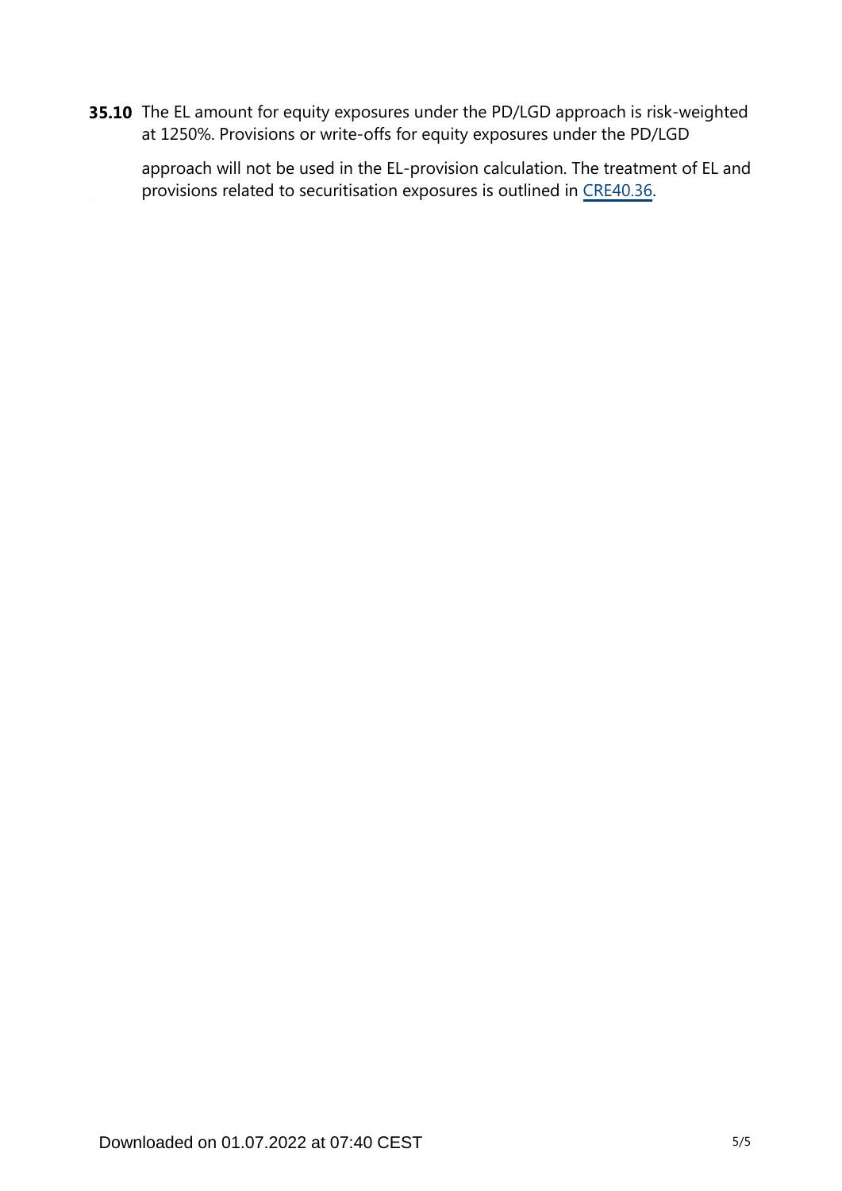**35.10** The EL amount for equity exposures under the PD/LGD approach is risk-weighted at 1250%. Provisions or write-offs for equity exposures under the PD/LGD approach will not be used in the EL-provision calculation. The treatment of EL and provisions related to securitisation exposures is outlined in CRE40.36.